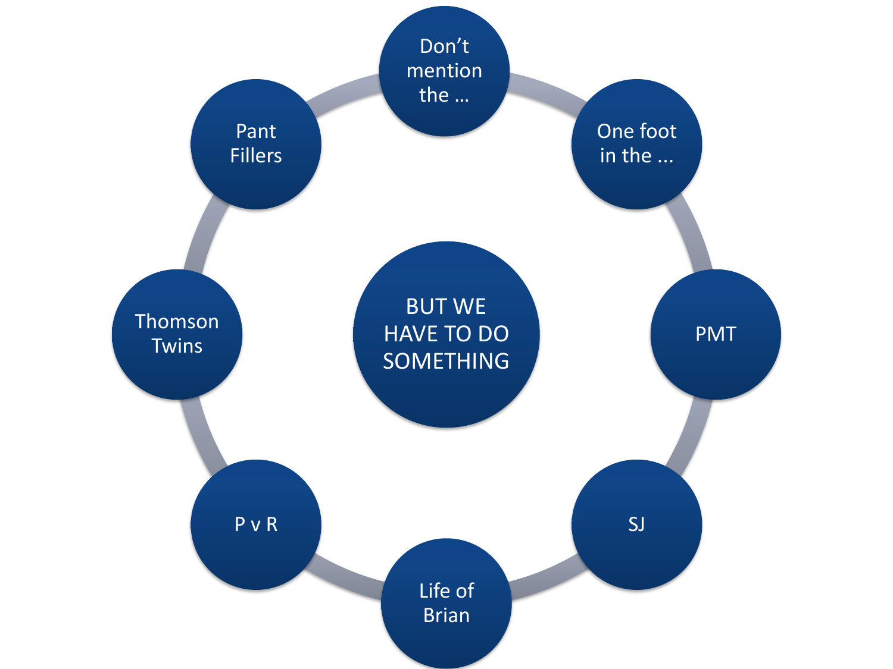# BUT WE HAVE TO DO SOMETHING

- Don't mention the ...
- One foot in the ...
- PMT
- SJ
- Life of Brian
- P v R
- Thomson Twins
- Pant Fillers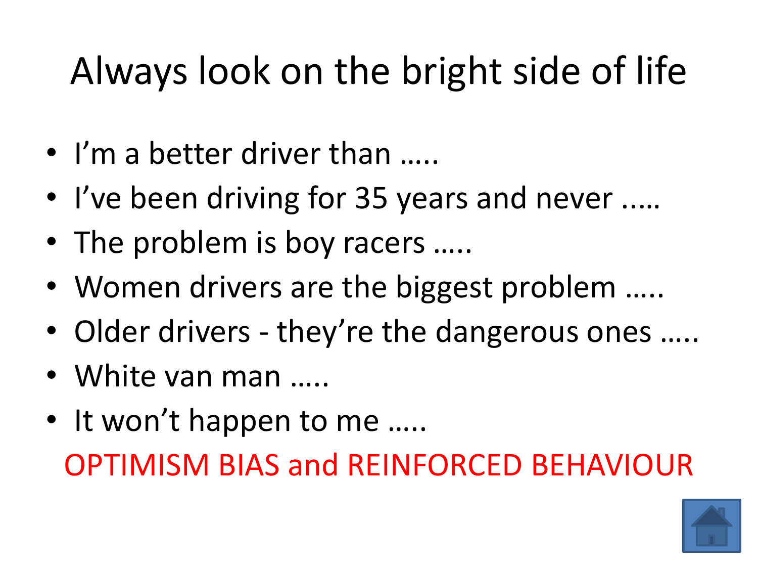# Always look on the bright side of life

- I'm a better driver than …..
- I've been driving for 35 years and never …..
- The problem is boy racers …..
- Women drivers are the biggest problem …..
- Older drivers - they're the dangerous ones …..
- White van man …..
- It won't happen to me …..

OPTIMISM BIAS and REINFORCED BEHAVIOUR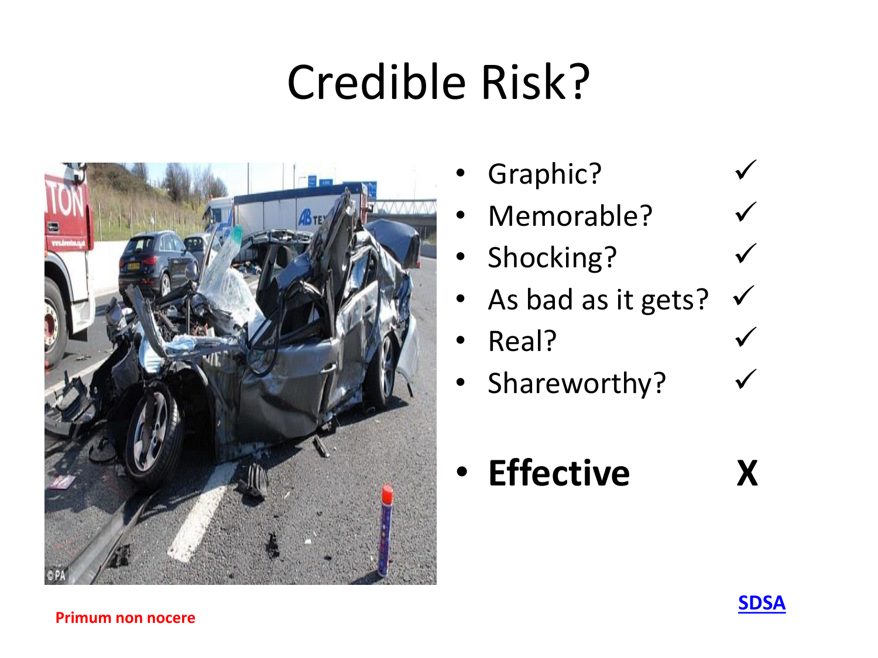# Credible Risk?

- Graphic? ✓
- Memorable? ✓
- Shocking? ✓
- As bad as it gets? ✓
- Real? ✓
- Shareworthy? ✓

- **Effective** **X**

Primum non nocere

SDSA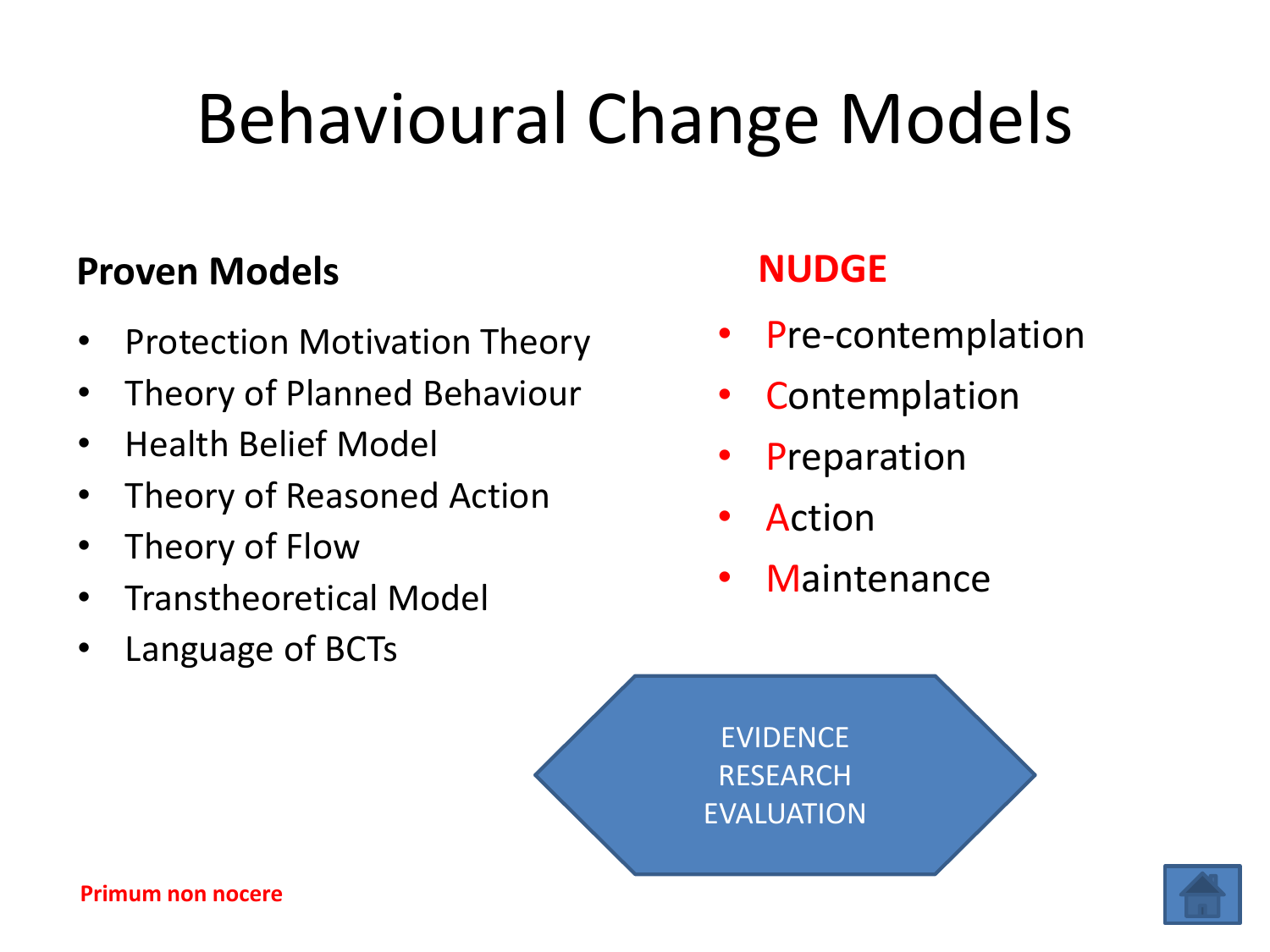# Behavioural Change Models

**Proven Models**

- Protection Motivation Theory
- Theory of Planned Behaviour
- Health Belief Model
- Theory of Reasoned Action
- Theory of Flow
- Transtheoretical Model
- Language of BCTs

**NUDGE**

- Pre-contemplation
- Contemplation
- Preparation
- Action
- Maintenance

EVIDENCE
RESEARCH
EVALUATION

**Primum non nocere**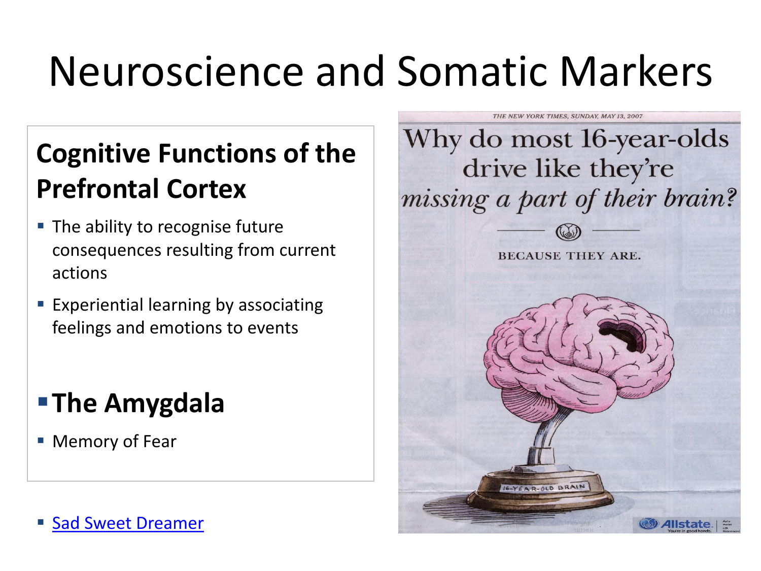# Neuroscience and Somatic Markers

## Cognitive Functions of the Prefrontal Cortex

- The ability to recognise future consequences resulting from current actions
- Experiential learning by associating feelings and emotions to events

## The Amygdala

- Memory of Fear

- Sad Sweet Dreamer

THE NEW YORK TIMES, SUNDAY, MAY 13, 2007

Why do most 16-year-olds drive like they're *missing a part of their brain?*

BECAUSE THEY ARE.

16-YEAR-OLD BRAIN

Allstate. You're in good hands.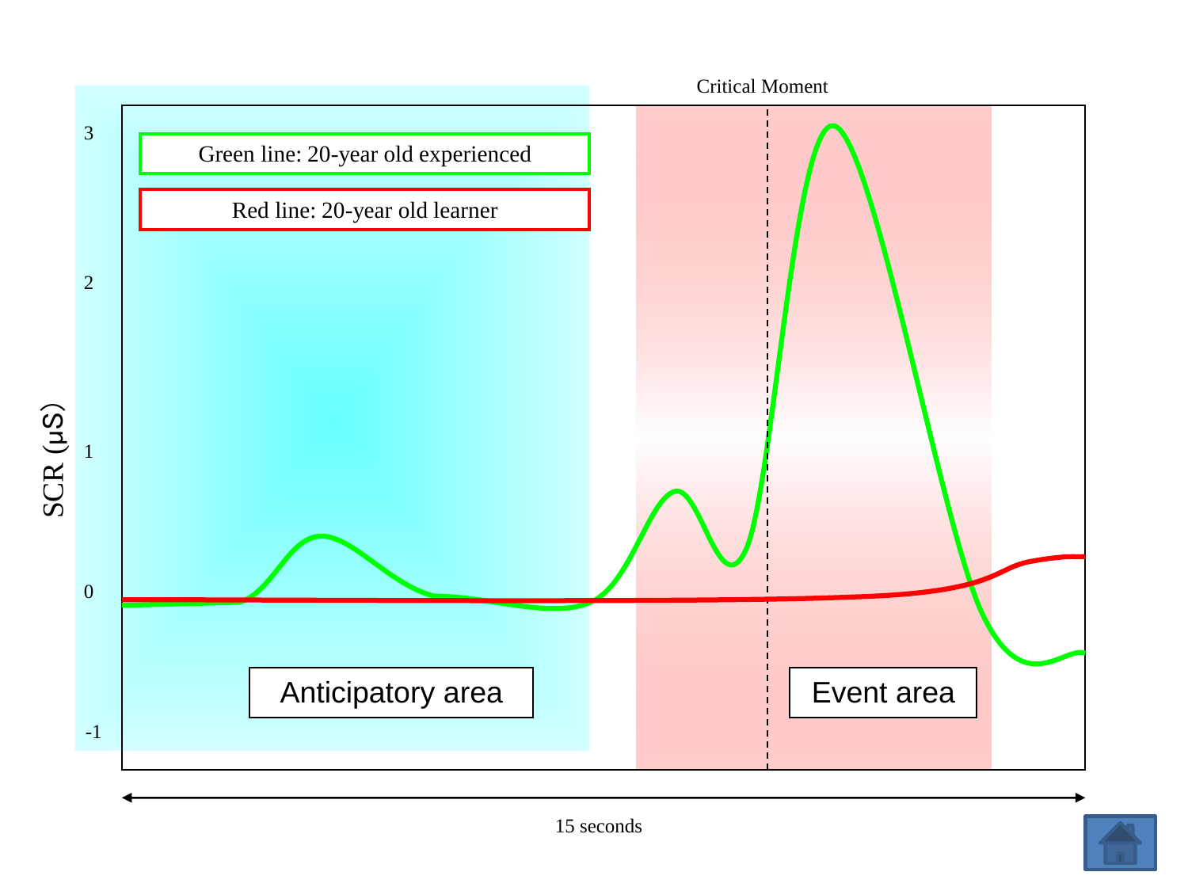Critical Moment

Green line: 20-year old experienced

Red line: 20-year old learner

SCR (μS)

3

2

1

0

-1

Anticipatory area

Event area

15 seconds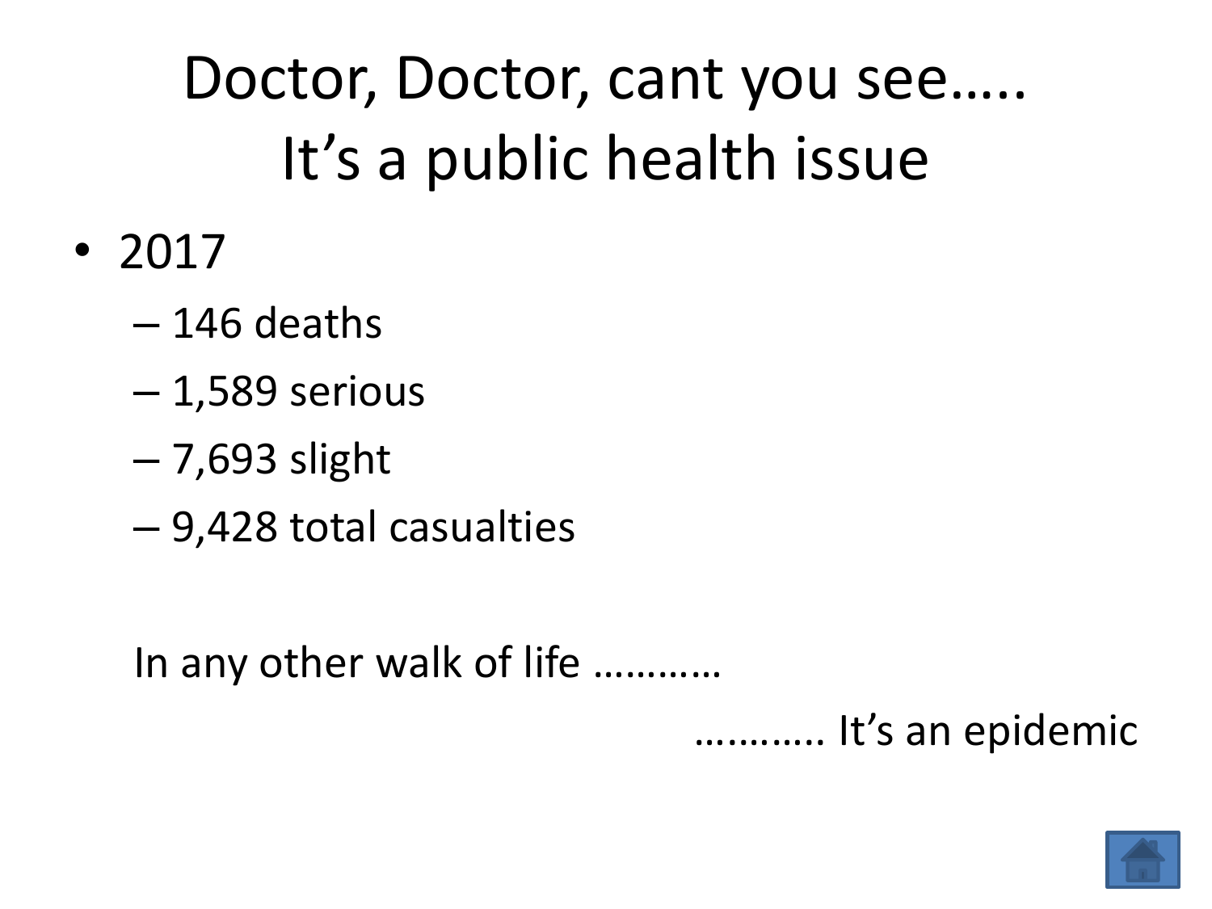# Doctor, Doctor, cant you see….. It's a public health issue

- 2017
  - 146 deaths
  - 1,589 serious
  - 7,693 slight
  - 9,428 total casualties

In any other walk of life ………..

……….. It's an epidemic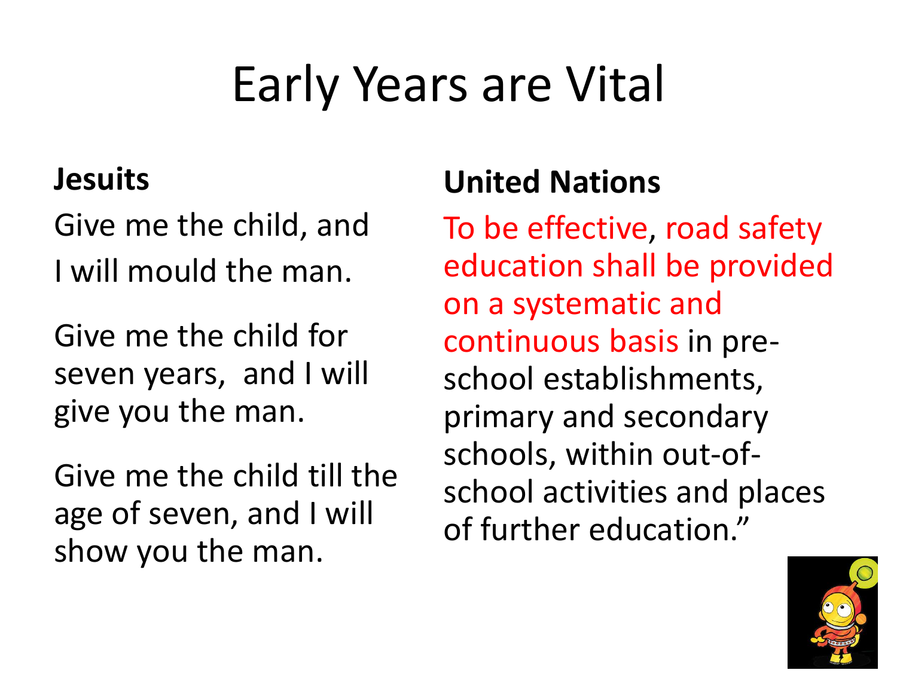# Early Years are Vital

**Jesuits**

Give me the child, and
I will mould the man.

Give me the child for seven years, and I will give you the man.

Give me the child till the age of seven, and I will show you the man.

**United Nations**

To be effective, road safety education shall be provided on a systematic and continuous basis in pre-school establishments, primary and secondary schools, within out-of-school activities and places of further education."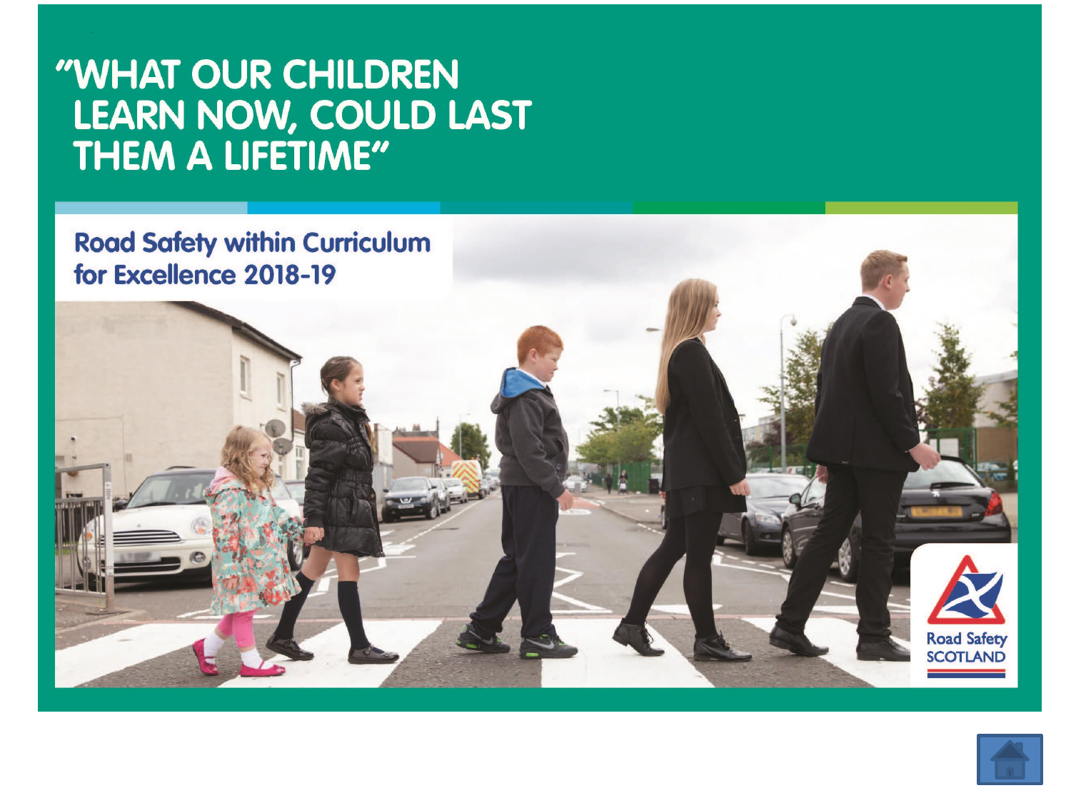# "WHAT OUR CHILDREN LEARN NOW, COULD LAST THEM A LIFETIME"

## Road Safety within Curriculum for Excellence 2018-19

Road Safety SCOTLAND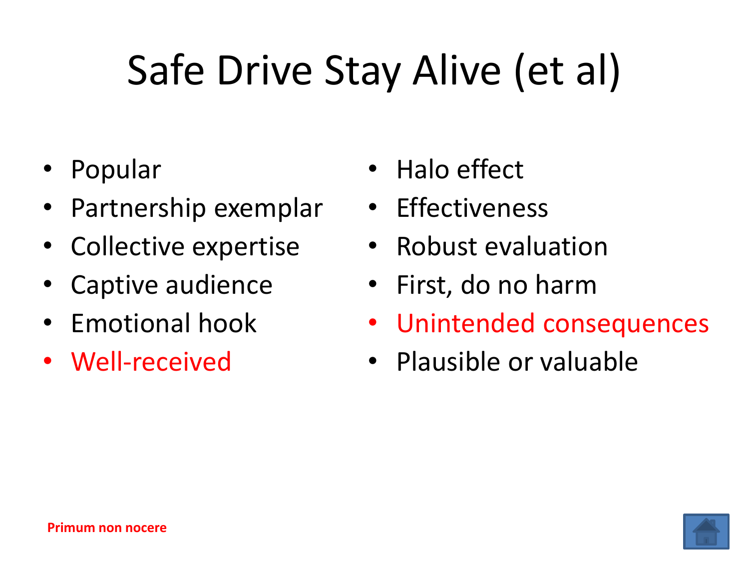# Safe Drive Stay Alive (et al)

- Popular
- Partnership exemplar
- Collective expertise
- Captive audience
- Emotional hook
- Well-received
- Halo effect
- Effectiveness
- Robust evaluation
- First, do no harm
- Unintended consequences
- Plausible or valuable

**Primum non nocere**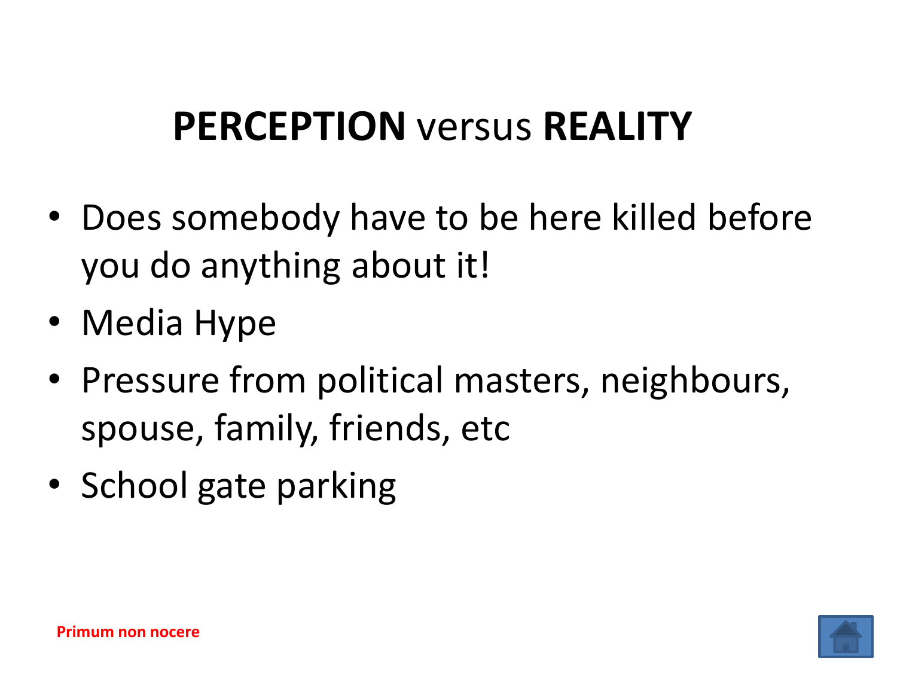# **PERCEPTION** versus **REALITY**

- Does somebody have to be here killed before you do anything about it!
- Media Hype
- Pressure from political masters, neighbours, spouse, family, friends, etc
- School gate parking

**Primum non nocere**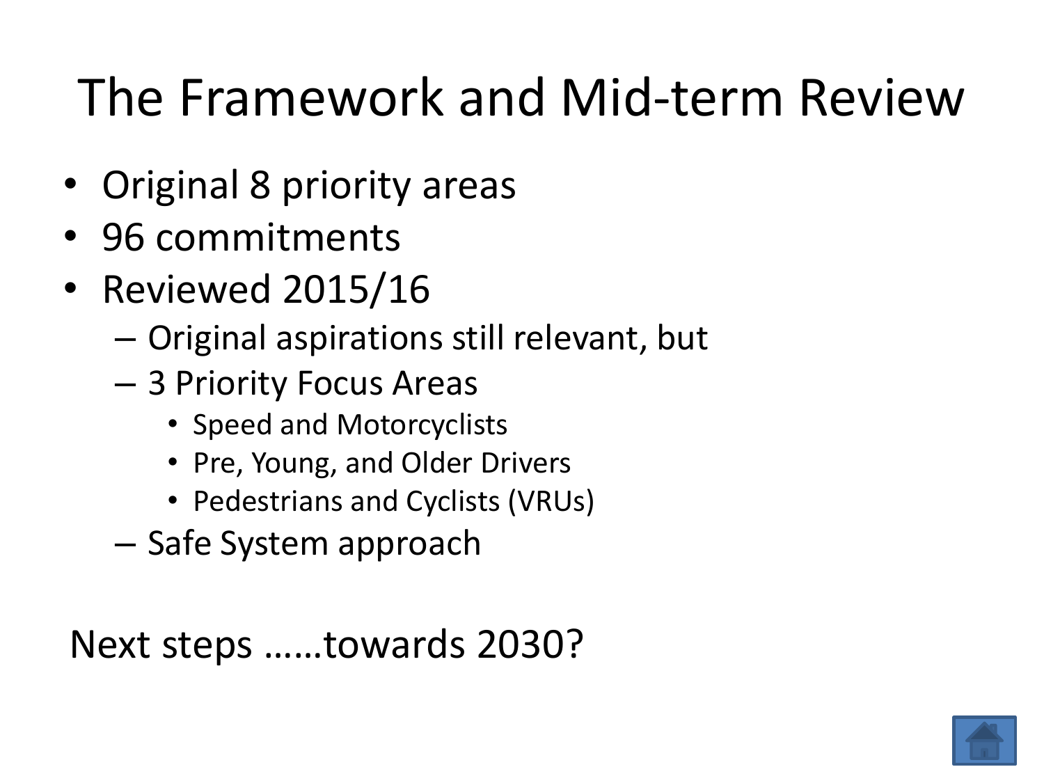# The Framework and Mid-term Review

- Original 8 priority areas
- 96 commitments
- Reviewed 2015/16
  - Original aspirations still relevant, but
  - 3 Priority Focus Areas
    - Speed and Motorcyclists
    - Pre, Young, and Older Drivers
    - Pedestrians and Cyclists (VRUs)
  - Safe System approach

Next steps ……towards 2030?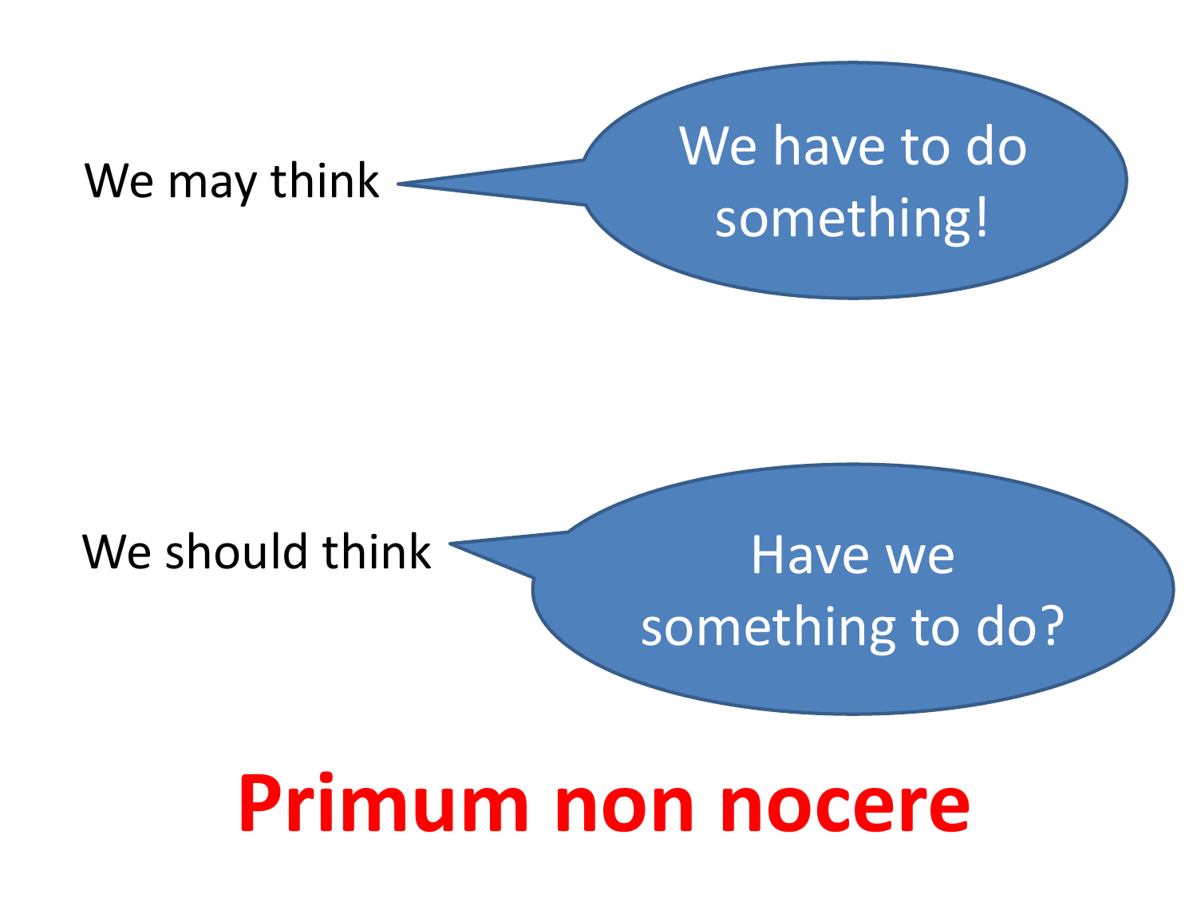We may think

We have to do something!

We should think

Have we something to do?

**Primum non nocere**